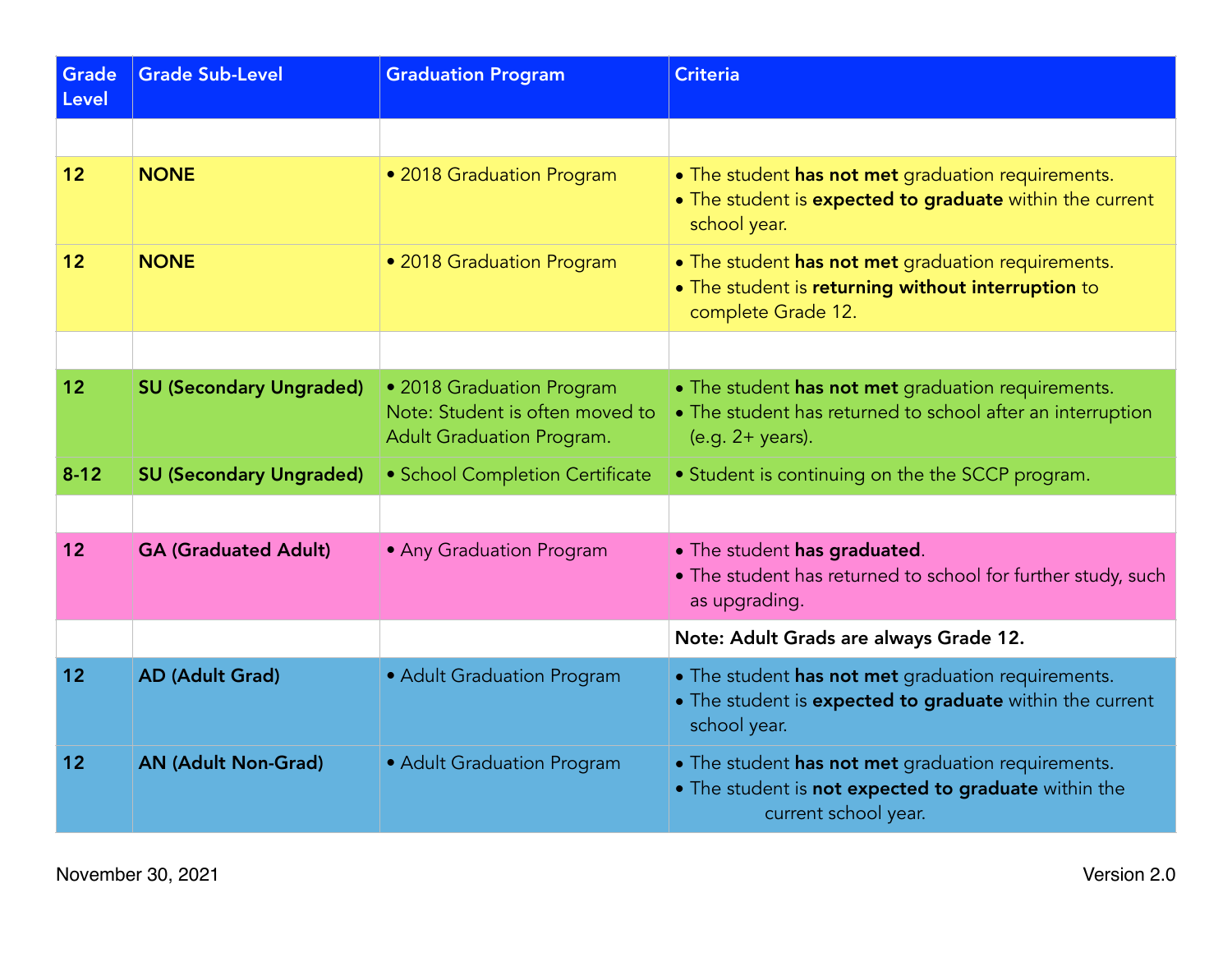| Grade Level | Grade Sub-Level | Graduation Program | Criteria |
|---|---|---|---|
| | | | |
| **12** | **NONE** | • 2018 Graduation Program | • The student **has not met** graduation requirements.<br>• The student is **expected to graduate** within the current school year. |
| **12** | **NONE** | • 2018 Graduation Program | • The student **has not met** graduation requirements.<br>• The student is **returning without interruption** to complete Grade 12. |
| | | | |
| **12** | **SU (Secondary Ungraded)** | • 2018 Graduation Program<br>Note: Student is often moved to Adult Graduation Program. | • The student **has not met** graduation requirements.<br>• The student has returned to school after an interruption (e.g. 2+ years). |
| **8-12** | **SU (Secondary Ungraded)** | • School Completion Certificate | • Student is continuing on the the SCCP program. |
| | | | |
| **12** | **GA (Graduated Adult)** | • Any Graduation Program | • The student **has graduated**.<br>• The student has returned to school for further study, such as upgrading. |
| | | | **Note: Adult Grads are always Grade 12.** |
| **12** | **AD (Adult Grad)** | • Adult Graduation Program | • The student **has not met** graduation requirements.<br>• The student is **expected to graduate** within the current school year. |
| **12** | **AN (Adult Non-Grad)** | • Adult Graduation Program | • The student **has not met** graduation requirements.<br>• The student is **not expected to graduate** within the current school year. |

November 30, 2021 Version 2.0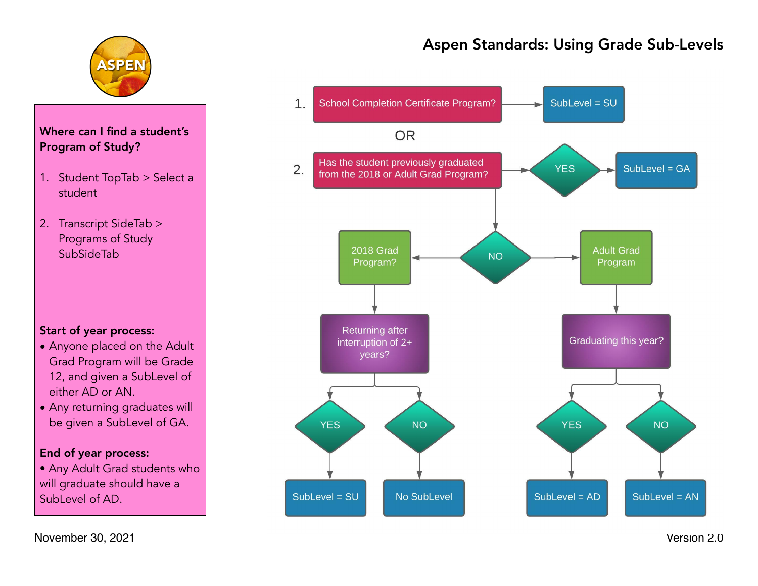# Aspen Standards: Using Grade Sub-Levels

ASPEN

**Where can I find a student's Program of Study?**

1. Student TopTab > Select a student
2. Transcript SideTab > Programs of Study SubSideTab

**Start of year process:**

- Anyone placed on the Adult Grad Program will be Grade 12, and given a SubLevel of either AD or AN.
- Any returning graduates will be given a SubLevel of GA.

**End of year process:**

- Any Adult Grad students who will graduate should have a SubLevel of AD.

1. School Completion Certificate Program? → SubLevel = SU

OR

2. Has the student previously graduated from the 2018 or Adult Grad Program? → YES → SubLevel = GA

NO → 2018 Grad Program? → Returning after interruption of 2+ years?
- YES → SubLevel = SU
- NO → No SubLevel

NO → Adult Grad Program → Graduating this year?
- YES → SubLevel = AD
- NO → SubLevel = AN

November 30, 2021

Version 2.0